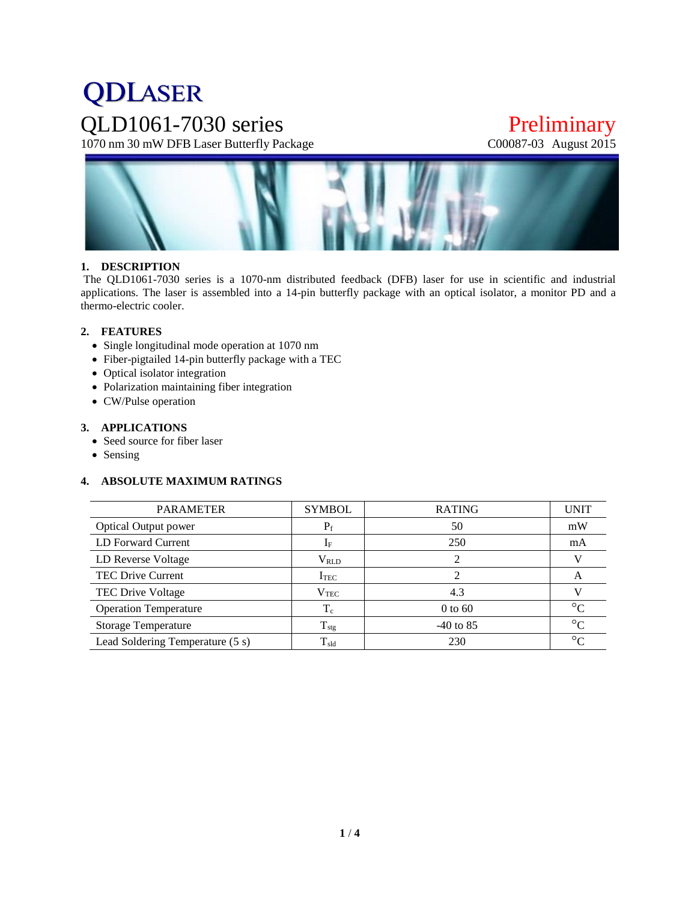# QDLASER

## QLD1061-7030 series

1070 nm 30 mW DFB Laser Butterfly Package

Preliminary

C00087-03 August 2015

### 1. DESCRIPTION

The QLD1061-7030 series is a 1070-nm distributed feedback (DFB) laser for use in scientific and industrial applications. The laser is assembled into a 14-pin butterfly package with an optical isolator, a monitor PD and a thermo-electric cooler.

### 2. FEATURES

- Single longitudinal mode operation at 1070 nm
- Fiber-pigtailed 14-pin butterfly package with a TEC
- Optical isolator integration
- Polarization maintaining fiber integration
- CW/Pulse operation

### 3. APPLICATIONS

- Seed source for fiber laser
- Sensing

### 4. ABSOLUTE MAXIMUM RATINGS

| PARAMETER | SYMBOL | RATING | UNIT |
|---|---|---|---|
| Optical Output power | $P_f$ | 50 | mW |
| LD Forward Current | $I_F$ | 250 | mA |
| LD Reverse Voltage | $V_{RLD}$ | 2 | V |
| TEC Drive Current | $I_{TEC}$ | 2 | A |
| TEC Drive Voltage | $V_{TEC}$ | 4.3 | V |
| Operation Temperature | $T_c$ | 0 to 60 | °C |
| Storage Temperature | $T_{stg}$ | -40 to 85 | °C |
| Lead Soldering Temperature (5 s) | $T_{sld}$ | 230 | °C |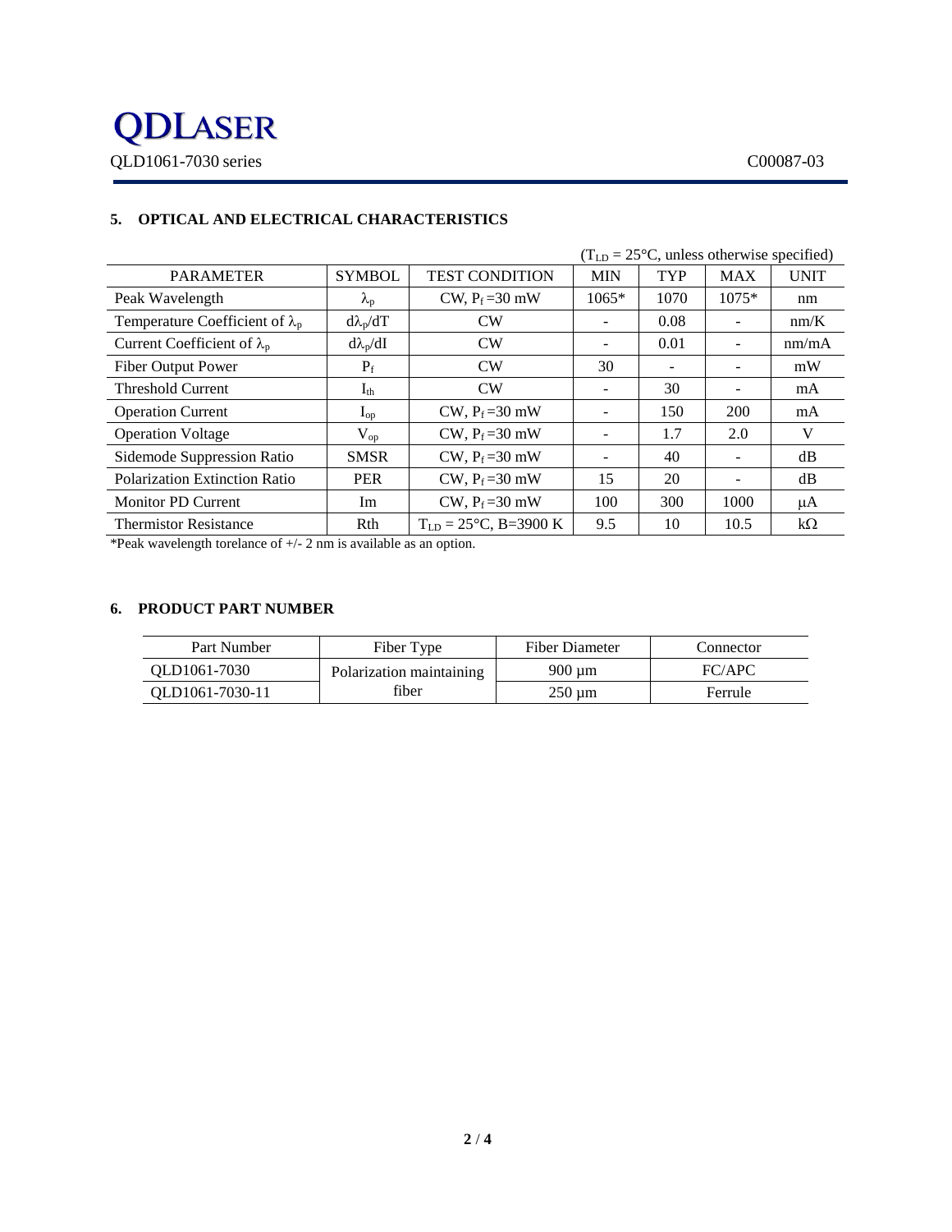## 5. OPTICAL AND ELECTRICAL CHARACTERISTICS

($T_{LD}$ = 25°C, unless otherwise specified)

| PARAMETER | SYMBOL | TEST CONDITION | MIN | TYP | MAX | UNIT |
|---|---|---|---|---|---|---|
| Peak Wavelength | $\lambda_p$ | CW, $P_f$ =30 mW | 1065* | 1070 | 1075* | nm |
| Temperature Coefficient of $\lambda_p$ | $d\lambda_p/dT$ | CW | - | 0.08 | - | nm/K |
| Current Coefficient of $\lambda_p$ | $d\lambda_p/dI$ | CW | - | 0.01 | - | nm/mA |
| Fiber Output Power | $P_f$ | CW | 30 | - | - | mW |
| Threshold Current | $I_{th}$ | CW | - | 30 | - | mA |
| Operation Current | $I_{op}$ | CW, $P_f$ =30 mW | - | 150 | 200 | mA |
| Operation Voltage | $V_{op}$ | CW, $P_f$ =30 mW | - | 1.7 | 2.0 | V |
| Sidemode Suppression Ratio | SMSR | CW, $P_f$ =30 mW | - | 40 | - | dB |
| Polarization Extinction Ratio | PER | CW, $P_f$ =30 mW | 15 | 20 | - | dB |
| Monitor PD Current | Im | CW, $P_f$ =30 mW | 100 | 300 | 1000 | μA |
| Thermistor Resistance | Rth | $T_{LD}$ = 25°C, B=3900 K | 9.5 | 10 | 10.5 | kΩ |

*Peak wavelength torelance of +/- 2 nm is available as an option.

## 6. PRODUCT PART NUMBER

| Part Number | Fiber Type | Fiber Diameter | Connector |
|---|---|---|---|
| QLD1061-7030 | Polarization maintaining fiber | 900 µm | FC/APC |
| QLD1061-7030-11 | | 250 µm | Ferrule |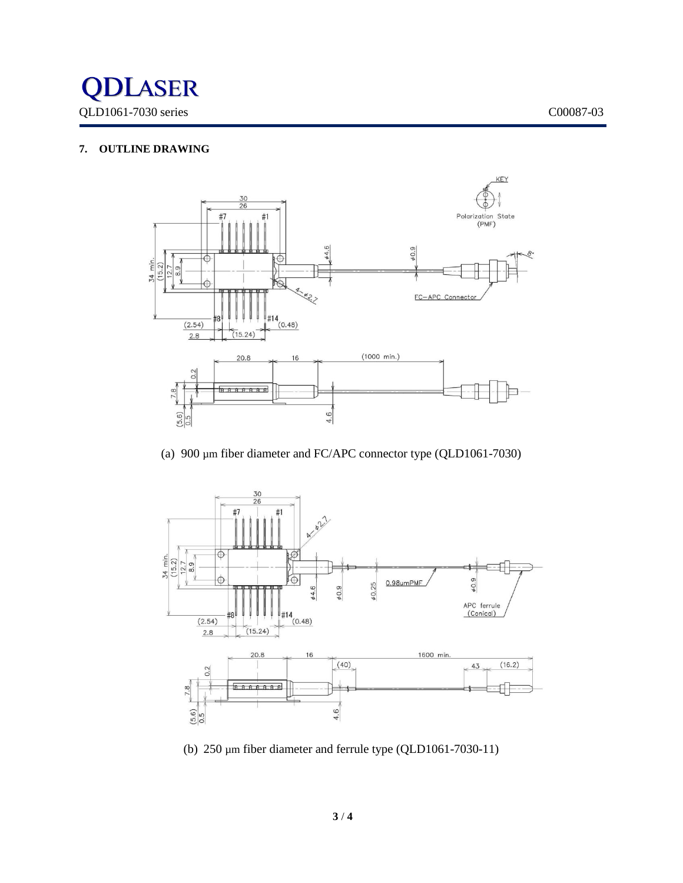## 7. OUTLINE DRAWING

(a) 900 μm fiber diameter and FC/APC connector type (QLD1061-7030)

(b) 250 μm fiber diameter and ferrule type (QLD1061-7030-11)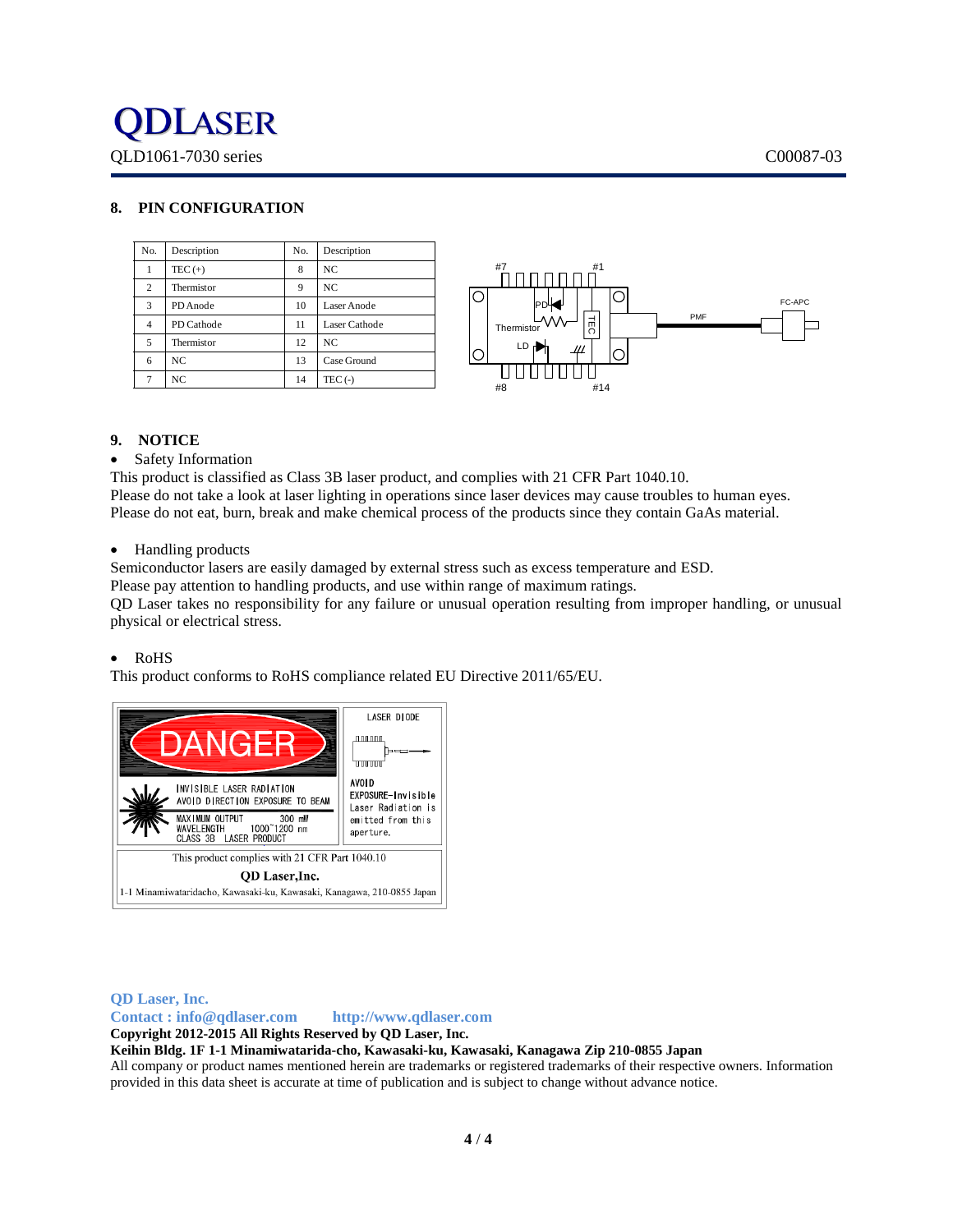## 8. PIN CONFIGURATION

| No. | Description | No. | Description |
|---|---|---|---|
| 1 | TEC (+) | 8 | NC |
| 2 | Thermistor | 9 | NC |
| 3 | PD Anode | 10 | Laser Anode |
| 4 | PD Cathode | 11 | Laser Cathode |
| 5 | Thermistor | 12 | NC |
| 6 | NC | 13 | Case Ground |
| 7 | NC | 14 | TEC (-) |

#7
#1
PD
Thermistor
TEC
LD
PMF
FC-APC
#8
#14

## 9. NOTICE

- Safety Information

This product is classified as Class 3B laser product, and complies with 21 CFR Part 1040.10.
Please do not take a look at laser lighting in operations since laser devices may cause troubles to human eyes.
Please do not eat, burn, break and make chemical process of the products since they contain GaAs material.

- Handling products

Semiconductor lasers are easily damaged by external stress such as excess temperature and ESD.
Please pay attention to handling products, and use within range of maximum ratings.
QD Laser takes no responsibility for any failure or unusual operation resulting from improper handling, or unusual physical or electrical stress.

- RoHS

This product conforms to RoHS compliance related EU Directive 2011/65/EU.

DANGER
INVISIBLE LASER RADIATION
AVOID DIRECTION EXPOSURE TO BEAM
MAXIMUM OUTPUT 300 mW
WAVELENGTH 1000~1200 nm
CLASS 3B LASER PRODUCT

LASER DIODE
AVOID EXPOSURE-Invisible Laser Radiation is emitted from this aperture.

This product complies with 21 CFR Part 1040.10
**QD Laser,Inc.**
1-1 Minamiwataridacho, Kawasaki-ku, Kawasaki, Kanagawa, 210-0855 Japan

**QD Laser, Inc.**
**Contact : info@qdlaser.com** **http://www.qdlaser.com**
**Copyright 2012-2015 All Rights Reserved by QD Laser, Inc.**
**Keihin Bldg. 1F 1-1 Minamiwatarida-cho, Kawasaki-ku, Kawasaki, Kanagawa Zip 210-0855 Japan**
All company or product names mentioned herein are trademarks or registered trademarks of their respective owners. Information provided in this data sheet is accurate at time of publication and is subject to change without advance notice.